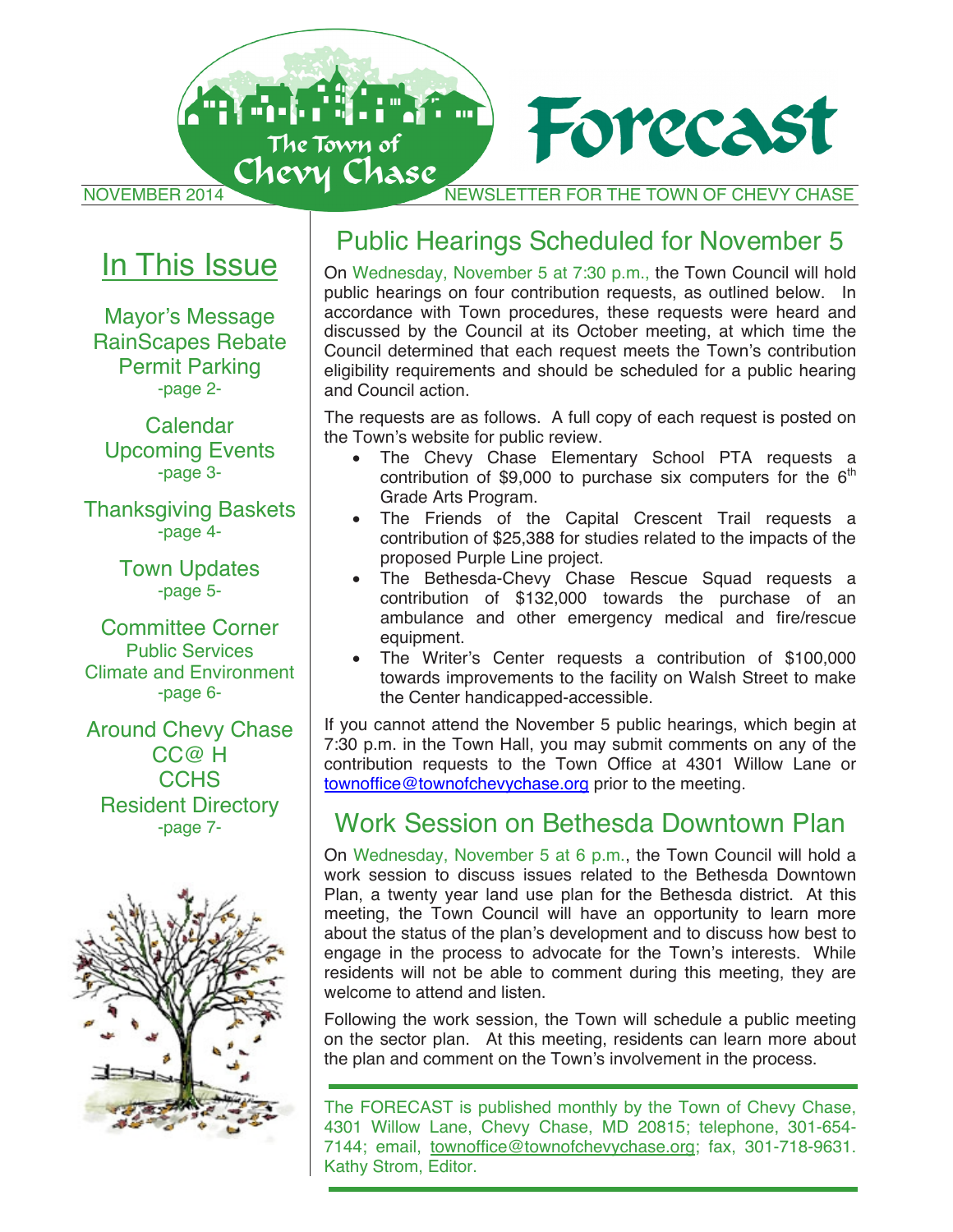# Forecast

The Town of Chevy Chase

NOVEMBER 2014 — NEWSLETTER FOR THE TOWN OF CHEVY CHASE

## In This Issue

Mayor's Message
RainScapes Rebate
Permit Parking
-page 2-

Calendar
Upcoming Events
-page 3-

Thanksgiving Baskets
-page 4-

Town Updates
-page 5-

Committee Corner
Public Services
Climate and Environment
-page 6-

Around Chevy Chase
CC@ H
CCHS
Resident Directory
-page 7-

## Public Hearings Scheduled for November 5

On Wednesday, November 5 at 7:30 p.m., the Town Council will hold public hearings on four contribution requests, as outlined below. In accordance with Town procedures, these requests were heard and discussed by the Council at its October meeting, at which time the Council determined that each request meets the Town's contribution eligibility requirements and should be scheduled for a public hearing and Council action.

The requests are as follows. A full copy of each request is posted on the Town's website for public review.

- The Chevy Chase Elementary School PTA requests a contribution of $9,000 to purchase six computers for the 6th Grade Arts Program.
- The Friends of the Capital Crescent Trail requests a contribution of $25,388 for studies related to the impacts of the proposed Purple Line project.
- The Bethesda-Chevy Chase Rescue Squad requests a contribution of $132,000 towards the purchase of an ambulance and other emergency medical and fire/rescue equipment.
- The Writer's Center requests a contribution of $100,000 towards improvements to the facility on Walsh Street to make the Center handicapped-accessible.

If you cannot attend the November 5 public hearings, which begin at 7:30 p.m. in the Town Hall, you may submit comments on any of the contribution requests to the Town Office at 4301 Willow Lane or townoffice@townofchevychase.org prior to the meeting.

## Work Session on Bethesda Downtown Plan

On Wednesday, November 5 at 6 p.m., the Town Council will hold a work session to discuss issues related to the Bethesda Downtown Plan, a twenty year land use plan for the Bethesda district. At this meeting, the Town Council will have an opportunity to learn more about the status of the plan's development and to discuss how best to engage in the process to advocate for the Town's interests. While residents will not be able to comment during this meeting, they are welcome to attend and listen.

Following the work session, the Town will schedule a public meeting on the sector plan. At this meeting, residents can learn more about the plan and comment on the Town's involvement in the process.

The FORECAST is published monthly by the Town of Chevy Chase, 4301 Willow Lane, Chevy Chase, MD 20815; telephone, 301-654-7144; email, townoffice@townofchevychase.org; fax, 301-718-9631. Kathy Strom, Editor.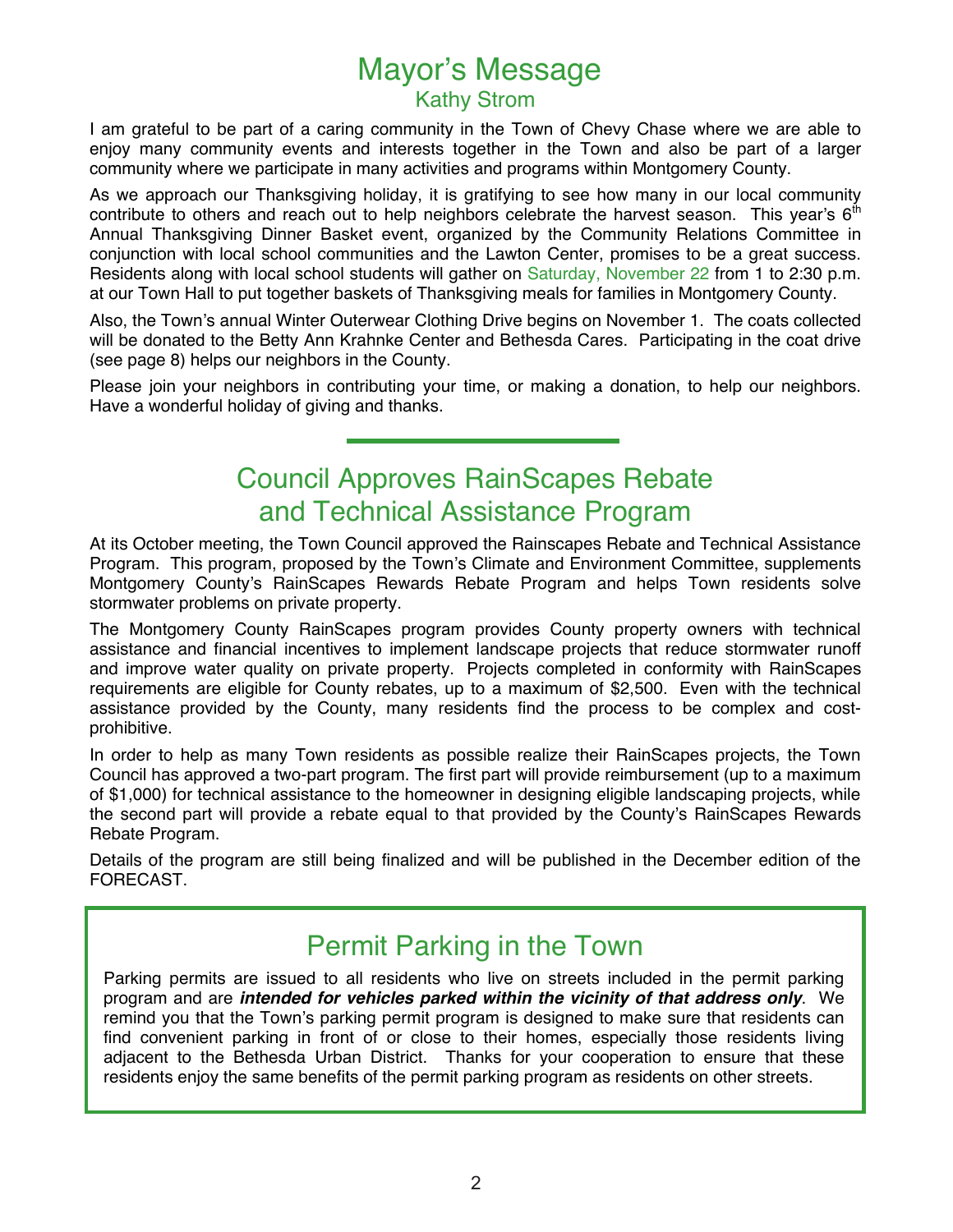# Mayor's Message

## Kathy Strom

I am grateful to be part of a caring community in the Town of Chevy Chase where we are able to enjoy many community events and interests together in the Town and also be part of a larger community where we participate in many activities and programs within Montgomery County.

As we approach our Thanksgiving holiday, it is gratifying to see how many in our local community contribute to others and reach out to help neighbors celebrate the harvest season. This year's 6th Annual Thanksgiving Dinner Basket event, organized by the Community Relations Committee in conjunction with local school communities and the Lawton Center, promises to be a great success. Residents along with local school students will gather on Saturday, November 22 from 1 to 2:30 p.m. at our Town Hall to put together baskets of Thanksgiving meals for families in Montgomery County.

Also, the Town's annual Winter Outerwear Clothing Drive begins on November 1. The coats collected will be donated to the Betty Ann Krahnke Center and Bethesda Cares. Participating in the coat drive (see page 8) helps our neighbors in the County.

Please join your neighbors in contributing your time, or making a donation, to help our neighbors. Have a wonderful holiday of giving and thanks.

# Council Approves RainScapes Rebate and Technical Assistance Program

At its October meeting, the Town Council approved the Rainscapes Rebate and Technical Assistance Program. This program, proposed by the Town's Climate and Environment Committee, supplements Montgomery County's RainScapes Rewards Rebate Program and helps Town residents solve stormwater problems on private property.

The Montgomery County RainScapes program provides County property owners with technical assistance and financial incentives to implement landscape projects that reduce stormwater runoff and improve water quality on private property. Projects completed in conformity with RainScapes requirements are eligible for County rebates, up to a maximum of $2,500. Even with the technical assistance provided by the County, many residents find the process to be complex and cost-prohibitive.

In order to help as many Town residents as possible realize their RainScapes projects, the Town Council has approved a two-part program. The first part will provide reimbursement (up to a maximum of $1,000) for technical assistance to the homeowner in designing eligible landscaping projects, while the second part will provide a rebate equal to that provided by the County's RainScapes Rewards Rebate Program.

Details of the program are still being finalized and will be published in the December edition of the FORECAST.

# Permit Parking in the Town

Parking permits are issued to all residents who live on streets included in the permit parking program and are ***intended for vehicles parked within the vicinity of that address only***. We remind you that the Town's parking permit program is designed to make sure that residents can find convenient parking in front of or close to their homes, especially those residents living adjacent to the Bethesda Urban District. Thanks for your cooperation to ensure that these residents enjoy the same benefits of the permit parking program as residents on other streets.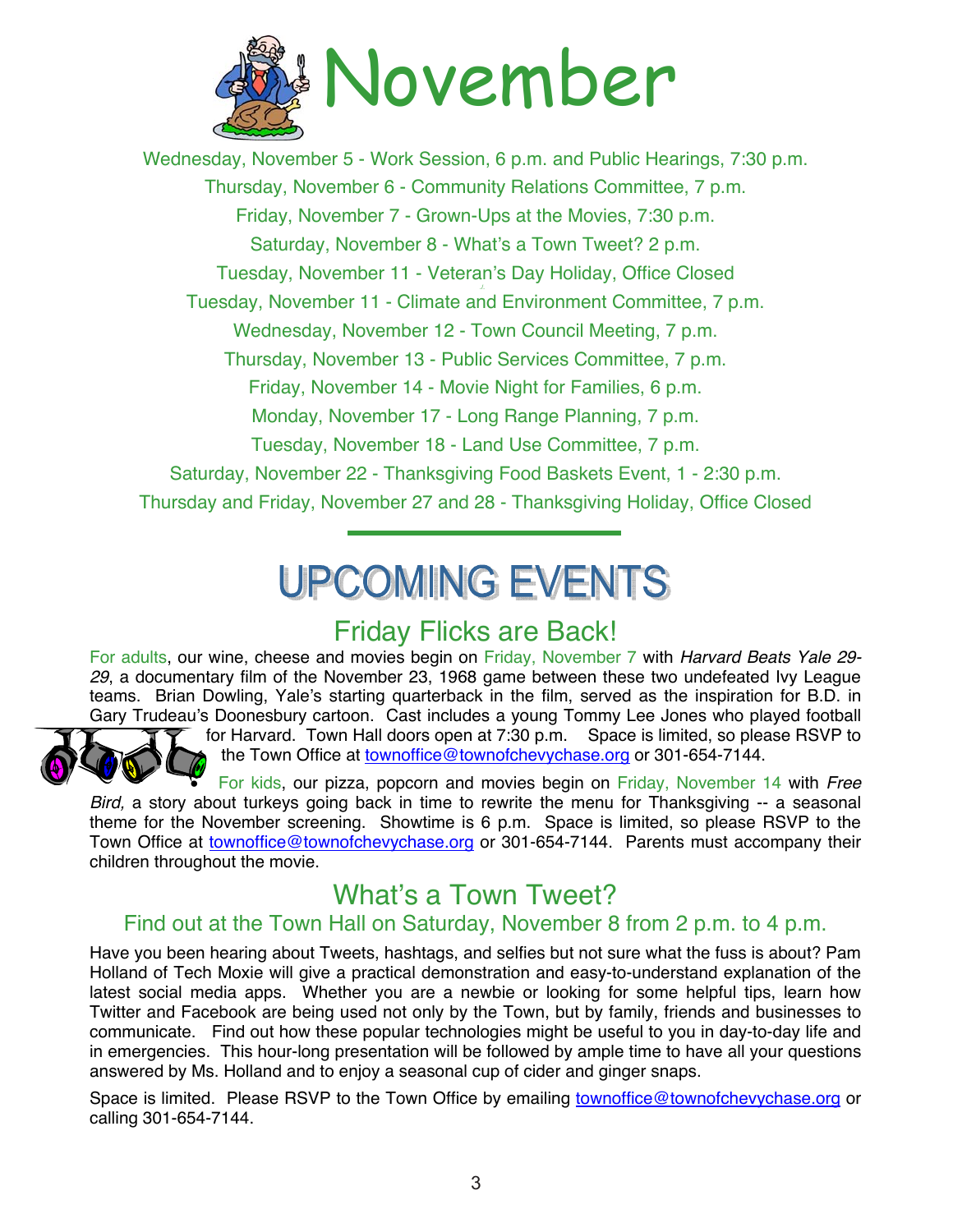# November

Wednesday, November 5 - Work Session, 6 p.m. and Public Hearings, 7:30 p.m.

Thursday, November 6 - Community Relations Committee, 7 p.m.

Friday, November 7 - Grown-Ups at the Movies, 7:30 p.m.

Saturday, November 8 - What's a Town Tweet? 2 p.m.

Tuesday, November 11 - Veteran's Day Holiday, Office Closed

Tuesday, November 11 - Climate and Environment Committee, 7 p.m.

Wednesday, November 12 - Town Council Meeting, 7 p.m.

Thursday, November 13 - Public Services Committee, 7 p.m.

Friday, November 14 - Movie Night for Families, 6 p.m.

Monday, November 17 - Long Range Planning, 7 p.m.

Tuesday, November 18 - Land Use Committee, 7 p.m.

Saturday, November 22 - Thanksgiving Food Baskets Event, 1 - 2:30 p.m.

Thursday and Friday, November 27 and 28 - Thanksgiving Holiday, Office Closed

---

# UPCOMING EVENTS

## Friday Flicks are Back!

For adults, our wine, cheese and movies begin on Friday, November 7 with *Harvard Beats Yale 29-29*, a documentary film of the November 23, 1968 game between these two undefeated Ivy League teams. Brian Dowling, Yale's starting quarterback in the film, served as the inspiration for B.D. in Gary Trudeau's Doonesbury cartoon. Cast includes a young Tommy Lee Jones who played football for Harvard. Town Hall doors open at 7:30 p.m. Space is limited, so please RSVP to the Town Office at townoffice@townofchevychase.org or 301-654-7144.

For kids, our pizza, popcorn and movies begin on Friday, November 14 with *Free Bird,* a story about turkeys going back in time to rewrite the menu for Thanksgiving -- a seasonal theme for the November screening. Showtime is 6 p.m. Space is limited, so please RSVP to the Town Office at townoffice@townofchevychase.org or 301-654-7144. Parents must accompany their children throughout the movie.

## What's a Town Tweet?

### Find out at the Town Hall on Saturday, November 8 from 2 p.m. to 4 p.m.

Have you been hearing about Tweets, hashtags, and selfies but not sure what the fuss is about? Pam Holland of Tech Moxie will give a practical demonstration and easy-to-understand explanation of the latest social media apps. Whether you are a newbie or looking for some helpful tips, learn how Twitter and Facebook are being used not only by the Town, but by family, friends and businesses to communicate. Find out how these popular technologies might be useful to you in day-to-day life and in emergencies. This hour-long presentation will be followed by ample time to have all your questions answered by Ms. Holland and to enjoy a seasonal cup of cider and ginger snaps.

Space is limited. Please RSVP to the Town Office by emailing townoffice@townofchevychase.org or calling 301-654-7144.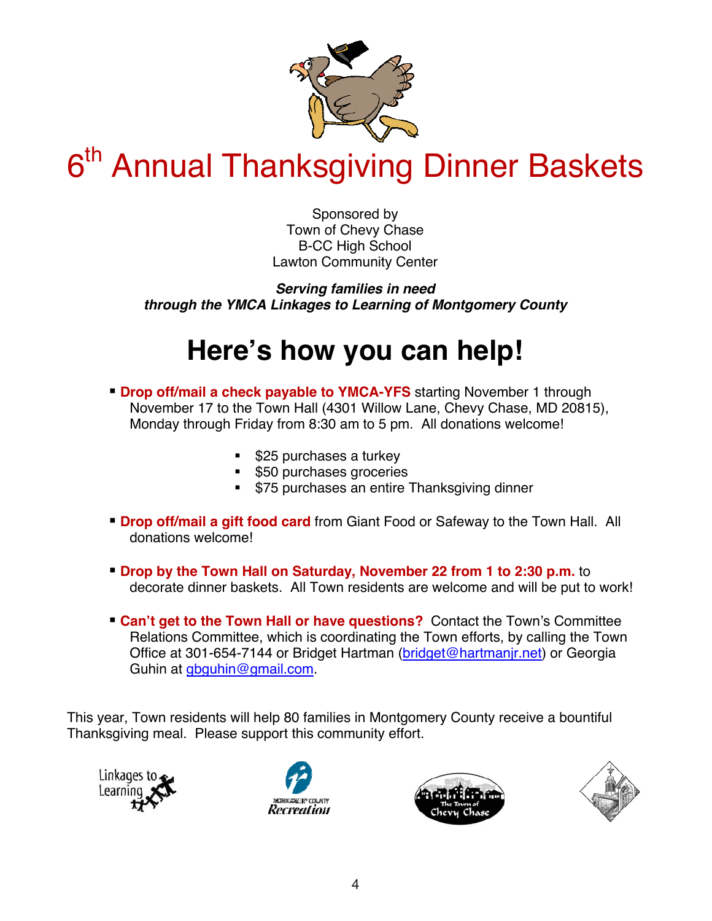# 6th Annual Thanksgiving Dinner Baskets

Sponsored by
Town of Chevy Chase
B-CC High School
Lawton Community Center

***Serving families in need***
***through the YMCA Linkages to Learning of Montgomery County***

## Here's how you can help!

- **Drop off/mail a check payable to YMCA-YFS** starting November 1 through November 17 to the Town Hall (4301 Willow Lane, Chevy Chase, MD 20815), Monday through Friday from 8:30 am to 5 pm. All donations welcome!
    - $25 purchases a turkey
    - $50 purchases groceries
    - $75 purchases an entire Thanksgiving dinner
- **Drop off/mail a gift food card** from Giant Food or Safeway to the Town Hall. All donations welcome!
- **Drop by the Town Hall on Saturday, November 22 from 1 to 2:30 p.m.** to decorate dinner baskets. All Town residents are welcome and will be put to work!
- **Can't get to the Town Hall or have questions?** Contact the Town's Committee Relations Committee, which is coordinating the Town efforts, by calling the Town Office at 301-654-7144 or Bridget Hartman (bridget@hartmanjr.net) or Georgia Guhin at gbguhin@gmail.com.

This year, Town residents will help 80 families in Montgomery County receive a bountiful Thanksgiving meal. Please support this community effort.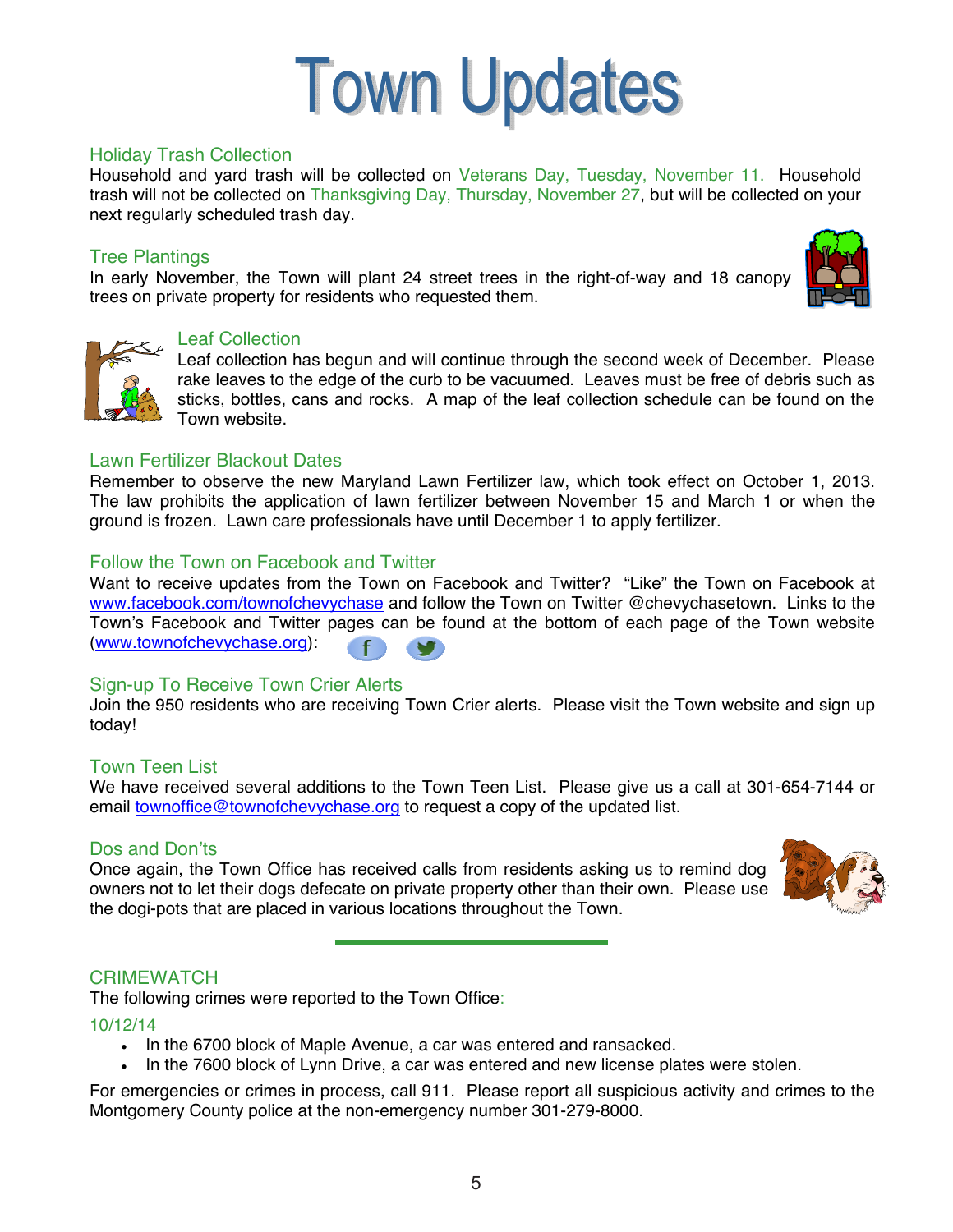# Town Updates

## Holiday Trash Collection

Household and yard trash will be collected on Veterans Day, Tuesday, November 11. Household trash will not be collected on Thanksgiving Day, Thursday, November 27, but will be collected on your next regularly scheduled trash day.

## Tree Plantings

In early November, the Town will plant 24 street trees in the right-of-way and 18 canopy trees on private property for residents who requested them.

## Leaf Collection

Leaf collection has begun and will continue through the second week of December. Please rake leaves to the edge of the curb to be vacuumed. Leaves must be free of debris such as sticks, bottles, cans and rocks. A map of the leaf collection schedule can be found on the Town website.

## Lawn Fertilizer Blackout Dates

Remember to observe the new Maryland Lawn Fertilizer law, which took effect on October 1, 2013. The law prohibits the application of lawn fertilizer between November 15 and March 1 or when the ground is frozen. Lawn care professionals have until December 1 to apply fertilizer.

## Follow the Town on Facebook and Twitter

Want to receive updates from the Town on Facebook and Twitter? "Like" the Town on Facebook at www.facebook.com/townofchevychase and follow the Town on Twitter @chevychasetown. Links to the Town's Facebook and Twitter pages can be found at the bottom of each page of the Town website (www.townofchevychase.org):

## Sign-up To Receive Town Crier Alerts

Join the 950 residents who are receiving Town Crier alerts. Please visit the Town website and sign up today!

## Town Teen List

We have received several additions to the Town Teen List. Please give us a call at 301-654-7144 or email townoffice@townofchevychase.org to request a copy of the updated list.

## Dos and Don'ts

Once again, the Town Office has received calls from residents asking us to remind dog owners not to let their dogs defecate on private property other than their own. Please use the dogi-pots that are placed in various locations throughout the Town.

---

## CRIMEWATCH

The following crimes were reported to the Town Office:

10/12/14

- In the 6700 block of Maple Avenue, a car was entered and ransacked.
- In the 7600 block of Lynn Drive, a car was entered and new license plates were stolen.

For emergencies or crimes in process, call 911. Please report all suspicious activity and crimes to the Montgomery County police at the non-emergency number 301-279-8000.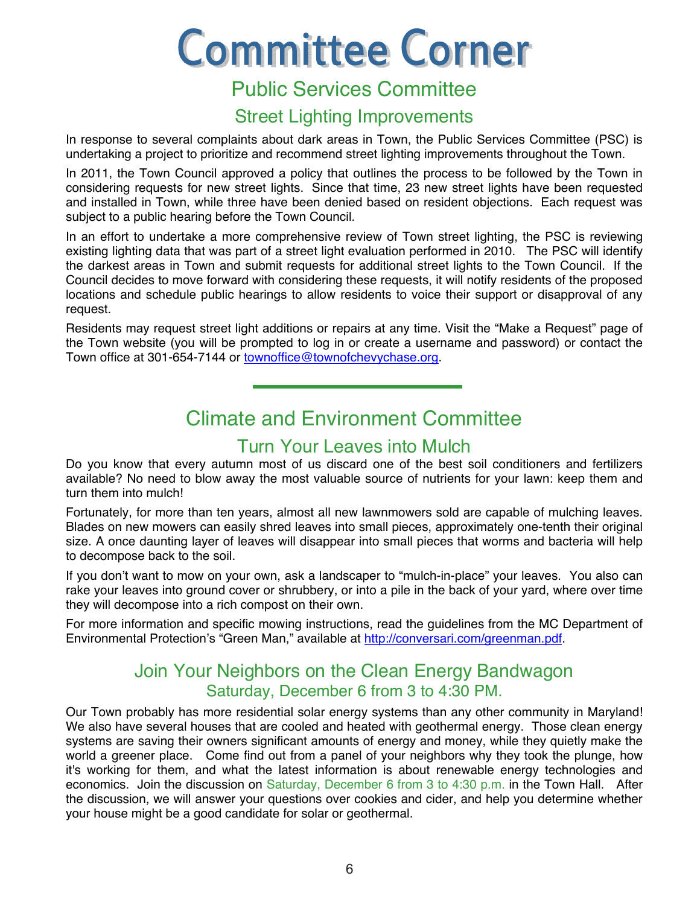# Committee Corner

## Public Services Committee

### Street Lighting Improvements

In response to several complaints about dark areas in Town, the Public Services Committee (PSC) is undertaking a project to prioritize and recommend street lighting improvements throughout the Town.

In 2011, the Town Council approved a policy that outlines the process to be followed by the Town in considering requests for new street lights. Since that time, 23 new street lights have been requested and installed in Town, while three have been denied based on resident objections. Each request was subject to a public hearing before the Town Council.

In an effort to undertake a more comprehensive review of Town street lighting, the PSC is reviewing existing lighting data that was part of a street light evaluation performed in 2010. The PSC will identify the darkest areas in Town and submit requests for additional street lights to the Town Council. If the Council decides to move forward with considering these requests, it will notify residents of the proposed locations and schedule public hearings to allow residents to voice their support or disapproval of any request.

Residents may request street light additions or repairs at any time. Visit the "Make a Request" page of the Town website (you will be prompted to log in or create a username and password) or contact the Town office at 301-654-7144 or townoffice@townofchevychase.org.

---

## Climate and Environment Committee

### Turn Your Leaves into Mulch

Do you know that every autumn most of us discard one of the best soil conditioners and fertilizers available? No need to blow away the most valuable source of nutrients for your lawn: keep them and turn them into mulch!

Fortunately, for more than ten years, almost all new lawnmowers sold are capable of mulching leaves. Blades on new mowers can easily shred leaves into small pieces, approximately one-tenth their original size. A once daunting layer of leaves will disappear into small pieces that worms and bacteria will help to decompose back to the soil.

If you don't want to mow on your own, ask a landscaper to "mulch-in-place" your leaves. You also can rake your leaves into ground cover or shrubbery, or into a pile in the back of your yard, where over time they will decompose into a rich compost on their own.

For more information and specific mowing instructions, read the guidelines from the MC Department of Environmental Protection's "Green Man," available at http://conversari.com/greenman.pdf.

### Join Your Neighbors on the Clean Energy Bandwagon

#### Saturday, December 6 from 3 to 4:30 PM.

Our Town probably has more residential solar energy systems than any other community in Maryland! We also have several houses that are cooled and heated with geothermal energy. Those clean energy systems are saving their owners significant amounts of energy and money, while they quietly make the world a greener place. Come find out from a panel of your neighbors why they took the plunge, how it's working for them, and what the latest information is about renewable energy technologies and economics. Join the discussion on Saturday, December 6 from 3 to 4:30 p.m. in the Town Hall. After the discussion, we will answer your questions over cookies and cider, and help you determine whether your house might be a good candidate for solar or geothermal.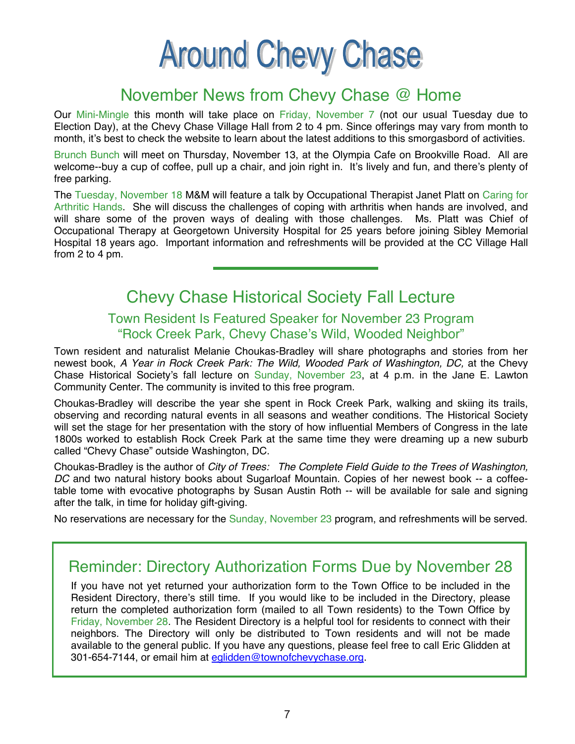# Around Chevy Chase

## November News from Chevy Chase @ Home

Our Mini-Mingle this month will take place on Friday, November 7 (not our usual Tuesday due to Election Day), at the Chevy Chase Village Hall from 2 to 4 pm. Since offerings may vary from month to month, it's best to check the website to learn about the latest additions to this smorgasbord of activities.

Brunch Bunch will meet on Thursday, November 13, at the Olympia Cafe on Brookville Road. All are welcome--buy a cup of coffee, pull up a chair, and join right in. It's lively and fun, and there's plenty of free parking.

The Tuesday, November 18 M&M will feature a talk by Occupational Therapist Janet Platt on Caring for Arthritic Hands. She will discuss the challenges of coping with arthritis when hands are involved, and will share some of the proven ways of dealing with those challenges. Ms. Platt was Chief of Occupational Therapy at Georgetown University Hospital for 25 years before joining Sibley Memorial Hospital 18 years ago. Important information and refreshments will be provided at the CC Village Hall from 2 to 4 pm.

---

## Chevy Chase Historical Society Fall Lecture

### Town Resident Is Featured Speaker for November 23 Program "Rock Creek Park, Chevy Chase's Wild, Wooded Neighbor"

Town resident and naturalist Melanie Choukas-Bradley will share photographs and stories from her newest book, *A Year in Rock Creek Park: The Wild, Wooded Park of Washington, DC,* at the Chevy Chase Historical Society's fall lecture on Sunday, November 23, at 4 p.m. in the Jane E. Lawton Community Center. The community is invited to this free program.

Choukas-Bradley will describe the year she spent in Rock Creek Park, walking and skiing its trails, observing and recording natural events in all seasons and weather conditions. The Historical Society will set the stage for her presentation with the story of how influential Members of Congress in the late 1800s worked to establish Rock Creek Park at the same time they were dreaming up a new suburb called "Chevy Chase" outside Washington, DC.

Choukas-Bradley is the author of *City of Trees: The Complete Field Guide to the Trees of Washington, DC* and two natural history books about Sugarloaf Mountain. Copies of her newest book -- a coffee-table tome with evocative photographs by Susan Austin Roth -- will be available for sale and signing after the talk, in time for holiday gift-giving.

No reservations are necessary for the Sunday, November 23 program, and refreshments will be served.

## Reminder: Directory Authorization Forms Due by November 28

If you have not yet returned your authorization form to the Town Office to be included in the Resident Directory, there's still time. If you would like to be included in the Directory, please return the completed authorization form (mailed to all Town residents) to the Town Office by Friday, November 28. The Resident Directory is a helpful tool for residents to connect with their neighbors. The Directory will only be distributed to Town residents and will not be made available to the general public. If you have any questions, please feel free to call Eric Glidden at 301-654-7144, or email him at eglidden@townofchevychase.org.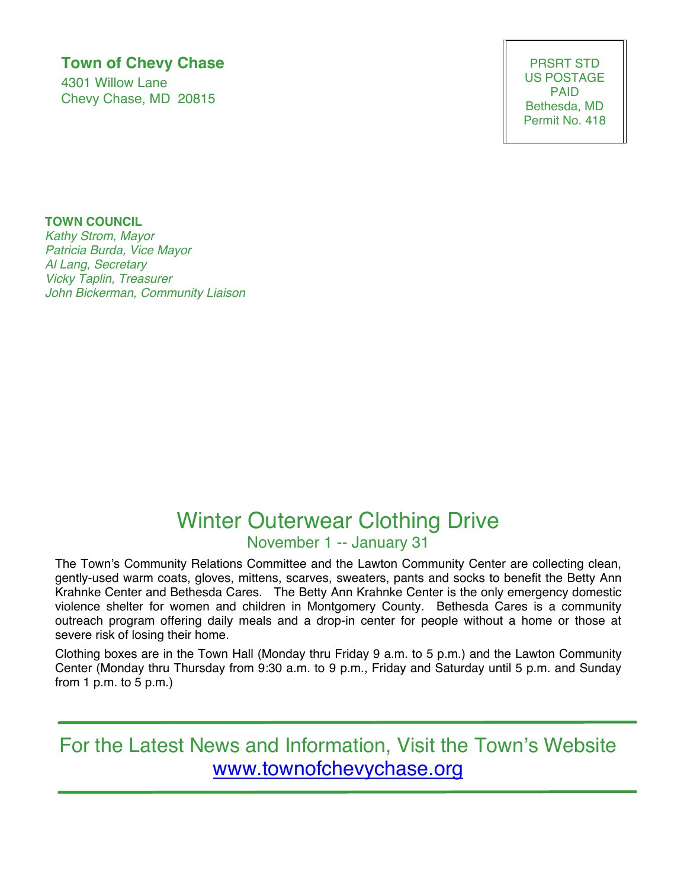**Town of Chevy Chase**

4301 Willow Lane
Chevy Chase, MD 20815

PRSRT STD
US POSTAGE
PAID
Bethesda, MD
Permit No. 418

**TOWN COUNCIL**

*Kathy Strom, Mayor*
*Patricia Burda, Vice Mayor*
*Al Lang, Secretary*
*Vicky Taplin, Treasurer*
*John Bickerman, Community Liaison*

# Winter Outerwear Clothing Drive

November 1 -- January 31

The Town's Community Relations Committee and the Lawton Community Center are collecting clean, gently-used warm coats, gloves, mittens, scarves, sweaters, pants and socks to benefit the Betty Ann Krahnke Center and Bethesda Cares. The Betty Ann Krahnke Center is the only emergency domestic violence shelter for women and children in Montgomery County. Bethesda Cares is a community outreach program offering daily meals and a drop-in center for people without a home or those at severe risk of losing their home.

Clothing boxes are in the Town Hall (Monday thru Friday 9 a.m. to 5 p.m.) and the Lawton Community Center (Monday thru Thursday from 9:30 a.m. to 9 p.m., Friday and Saturday until 5 p.m. and Sunday from 1 p.m. to 5 p.m.)

---

## For the Latest News and Information, Visit the Town's Website

www.townofchevychase.org

---